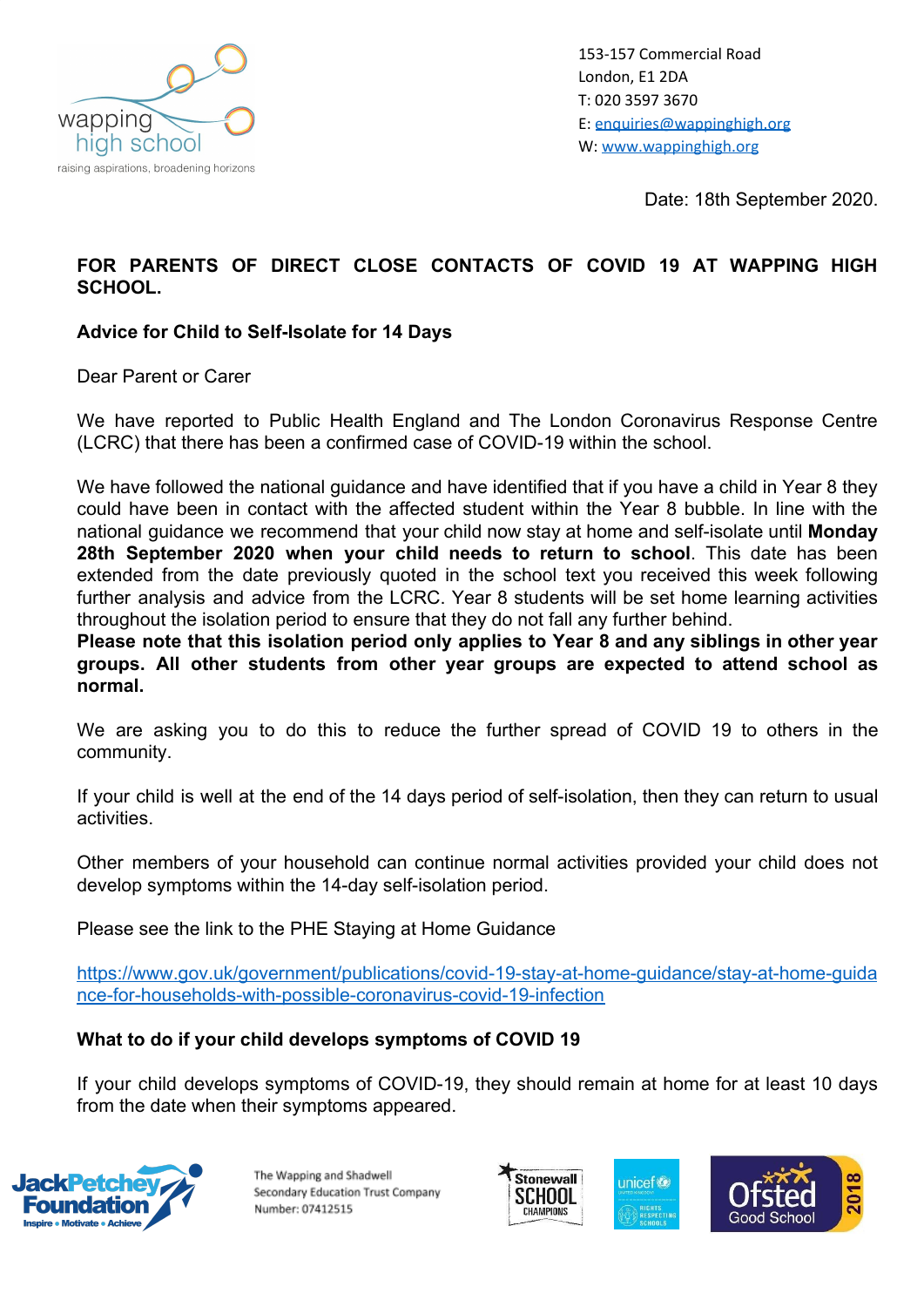wapping high school

raising aspirations, broadening horizons

153-157 Commercial Road
London, E1 2DA
T: 020 3597 3670
E: enquiries@wappinghigh.org
W: www.wappinghigh.org

Date: 18th September 2020.

**FOR PARENTS OF DIRECT CLOSE CONTACTS OF COVID 19 AT WAPPING HIGH SCHOOL.**

**Advice for Child to Self-Isolate for 14 Days**

Dear Parent or Carer

We have reported to Public Health England and The London Coronavirus Response Centre (LCRC) that there has been a confirmed case of COVID-19 within the school.

We have followed the national guidance and have identified that if you have a child in Year 8 they could have been in contact with the affected student within the Year 8 bubble. In line with the national guidance we recommend that your child now stay at home and self-isolate until **Monday 28th September 2020 when your child needs to return to school**. This date has been extended from the date previously quoted in the school text you received this week following further analysis and advice from the LCRC. Year 8 students will be set home learning activities throughout the isolation period to ensure that they do not fall any further behind.
**Please note that this isolation period only applies to Year 8 and any siblings in other year groups. All other students from other year groups are expected to attend school as normal.**

We are asking you to do this to reduce the further spread of COVID 19 to others in the community.

If your child is well at the end of the 14 days period of self-isolation, then they can return to usual activities.

Other members of your household can continue normal activities provided your child does not develop symptoms within the 14-day self-isolation period.

Please see the link to the PHE Staying at Home Guidance

https://www.gov.uk/government/publications/covid-19-stay-at-home-guidance/stay-at-home-guidance-for-households-with-possible-coronavirus-covid-19-infection

**What to do if your child develops symptoms of COVID 19**

If your child develops symptoms of COVID-19, they should remain at home for at least 10 days from the date when their symptoms appeared.

The Wapping and Shadwell Secondary Education Trust Company Number: 07412515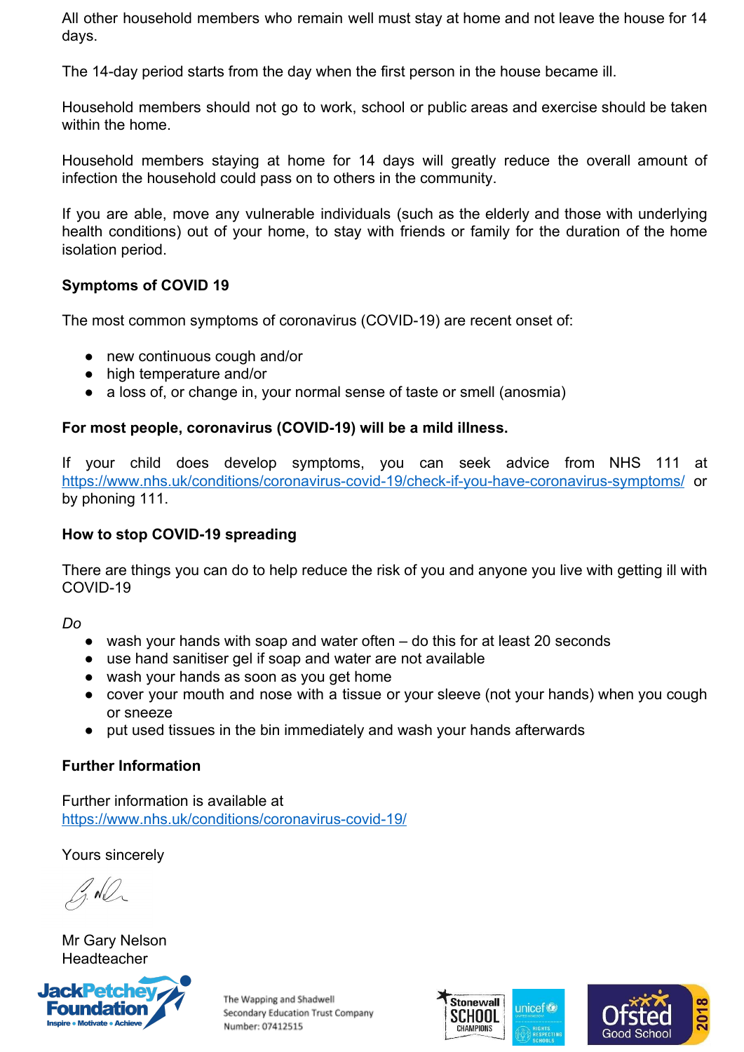All other household members who remain well must stay at home and not leave the house for 14 days.

The 14-day period starts from the day when the first person in the house became ill.

Household members should not go to work, school or public areas and exercise should be taken within the home.

Household members staying at home for 14 days will greatly reduce the overall amount of infection the household could pass on to others in the community.

If you are able, move any vulnerable individuals (such as the elderly and those with underlying health conditions) out of your home, to stay with friends or family for the duration of the home isolation period.

**Symptoms of COVID 19**

The most common symptoms of coronavirus (COVID-19) are recent onset of:

- new continuous cough and/or
- high temperature and/or
- a loss of, or change in, your normal sense of taste or smell (anosmia)

**For most people, coronavirus (COVID-19) will be a mild illness.**

If your child does develop symptoms, you can seek advice from NHS 111 at https://www.nhs.uk/conditions/coronavirus-covid-19/check-if-you-have-coronavirus-symptoms/ or by phoning 111.

**How to stop COVID-19 spreading**

There are things you can do to help reduce the risk of you and anyone you live with getting ill with COVID-19

*Do*

- wash your hands with soap and water often – do this for at least 20 seconds
- use hand sanitiser gel if soap and water are not available
- wash your hands as soon as you get home
- cover your mouth and nose with a tissue or your sleeve (not your hands) when you cough or sneeze
- put used tissues in the bin immediately and wash your hands afterwards

**Further Information**

Further information is available at
https://www.nhs.uk/conditions/coronavirus-covid-19/

Yours sincerely

Mr Gary Nelson
Headteacher

JackPetchey Foundation
Inspire • Motivate • Achieve

The Wapping and Shadwell
Secondary Education Trust Company
Number: 07412515

Stonewall SCHOOL CHAMPIONS

unicef RIGHTS RESPECTING SCHOOLS

Ofsted Good School 2018